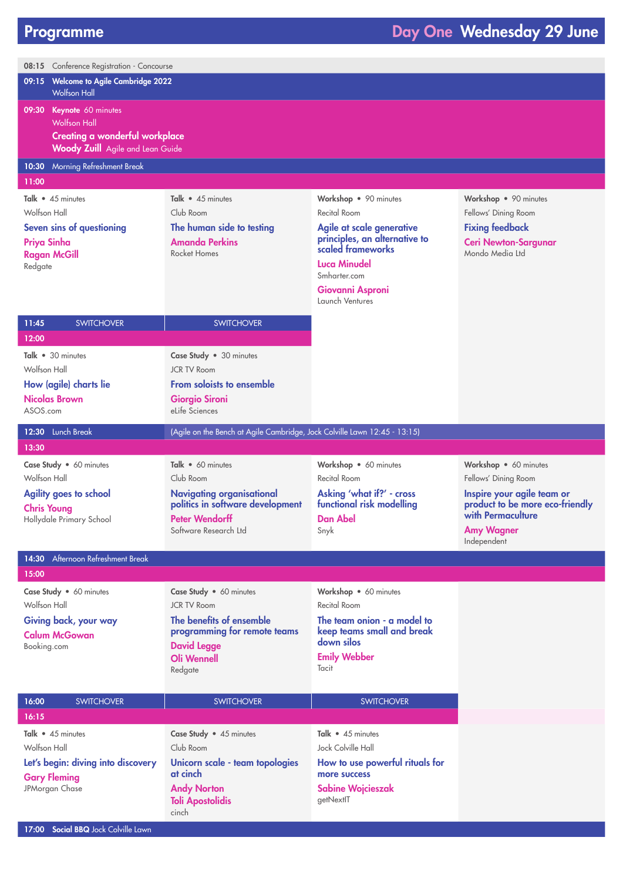# Programme

## Day One Wednesday 29 June

**08:15** Conference Registration - Concourse

**09:15** **Welcome to Agile Cambridge 2022**
Wolfson Hall

**09:30** **Keynote** 60 minutes
Wolfson Hall
**Creating a wonderful workplace**
**Woody Zuill** Agile and Lean Guide

**10:30** Morning Refreshment Break

**11:00**

| Wolfson Hall | Club Room | Recital Room | Fellows' Dining Room |
|---|---|---|---|
| **Talk** • 45 minutes<br>**Seven sins of questioning**<br>**Priya Sinha**<br>**Ragan McGill**<br>Redgate | **Talk** • 45 minutes<br>**The human side to testing**<br>**Amanda Perkins**<br>Rocket Homes | **Workshop** • 90 minutes<br>**Agile at scale generative principles, an alternative to scaled frameworks**<br>**Luca Minudel**<br>Smharter.com<br>**Giovanni Asproni**<br>Launch Ventures | **Workshop** • 90 minutes<br>**Fixing feedback**<br>**Ceri Newton-Sargunar**<br>Mondo Media Ltd |

**11:45** SWITCHOVER

**12:00**

| Wolfson Hall | JCR TV Room |
|---|---|
| **Talk** • 30 minutes<br>**How (agile) charts lie**<br>**Nicolas Brown**<br>ASOS.com | **Case Study** • 30 minutes<br>**From soloists to ensemble**<br>**Giorgio Sironi**<br>eLife Sciences |

**12:30** Lunch Break (Agile on the Bench at Agile Cambridge, Jock Colville Lawn 12:45 - 13:15)

**13:30**

| Wolfson Hall | Club Room | Recital Room | Fellows' Dining Room |
|---|---|---|---|
| **Case Study** • 60 minutes<br>**Agility goes to school**<br>**Chris Young**<br>Hollydale Primary School | **Talk** • 60 minutes<br>**Navigating organisational politics in software development**<br>**Peter Wendorff**<br>Software Research Ltd | **Workshop** • 60 minutes<br>**Asking 'what if?' - cross functional risk modelling**<br>**Dan Abel**<br>Snyk | **Workshop** • 60 minutes<br>**Inspire your agile team or product to be more eco-friendly with Permaculture**<br>**Amy Wagner**<br>Independent |

**14:30** Afternoon Refreshment Break

**15:00**

| Wolfson Hall | JCR TV Room | Recital Room |
|---|---|---|
| **Case Study** • 60 minutes<br>**Giving back, your way**<br>**Calum McGowan**<br>Booking.com | **Case Study** • 60 minutes<br>**The benefits of ensemble programming for remote teams**<br>**David Legge**<br>**Oli Wennell**<br>Redgate | **Workshop** • 60 minutes<br>**The team onion - a model to keep teams small and break down silos**<br>**Emily Webber**<br>Tacit |

**16:00** SWITCHOVER

**16:15**

| Wolfson Hall | Club Room | Jock Colville Hall |
|---|---|---|
| **Talk** • 45 minutes<br>**Let's begin: diving into discovery**<br>**Gary Fleming**<br>JPMorgan Chase | **Case Study** • 45 minutes<br>**Unicorn scale - team topologies at cinch**<br>**Andy Norton**<br>**Toli Apostolidis**<br>cinch | **Talk** • 45 minutes<br>**How to use powerful rituals for more success**<br>**Sabine Wojcieszak**<br>getNextIT |

**17:00** **Social BBQ** Jock Colville Lawn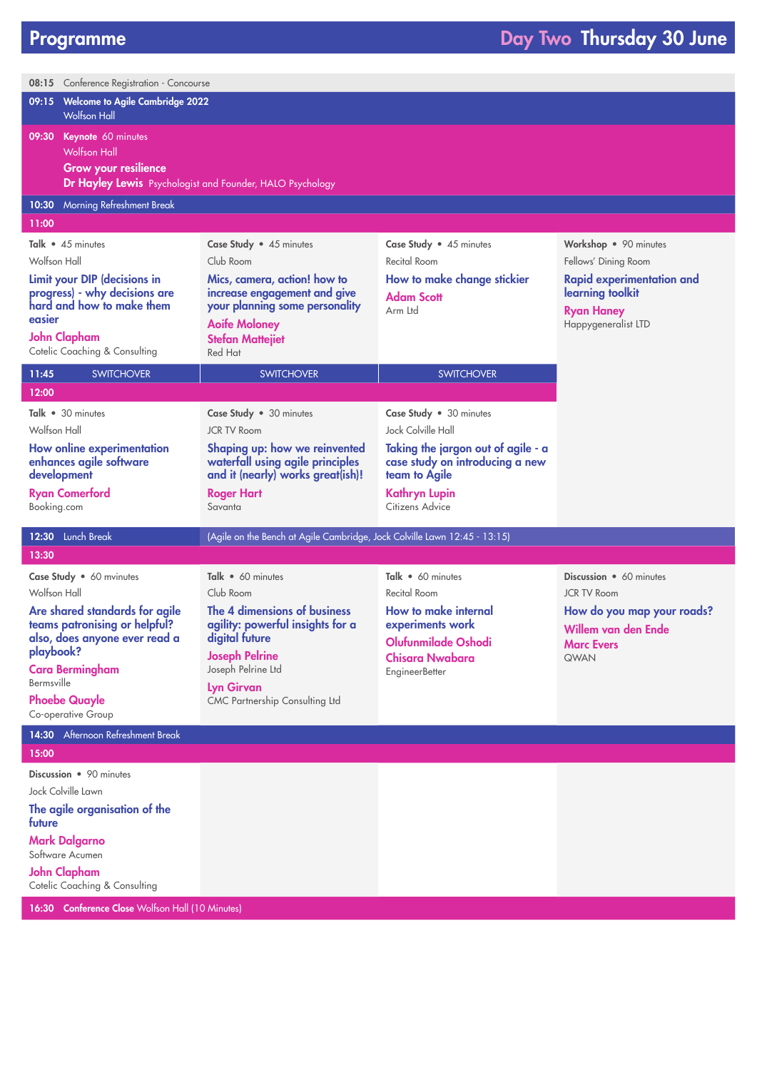# Programme — Day Two Thursday 30 June

**08:15** Conference Registration - Concourse

**09:15** **Welcome to Agile Cambridge 2022**
Wolfson Hall

**09:30** **Keynote** 60 minutes
Wolfson Hall
**Grow your resilience**
**Dr Hayley Lewis** Psychologist and Founder, HALO Psychology

**10:30** Morning Refreshment Break

## 11:00

| | | | |
|---|---|---|---|
| **Talk** • 45 minutes | **Case Study** • 45 minutes | **Case Study** • 45 minutes | **Workshop** • 90 minutes |
| Wolfson Hall | Club Room | Recital Room | Fellows' Dining Room |
| **Limit your DIP (decisions in progress) - why decisions are hard and how to make them easier** | **Mics, camera, action! how to increase engagement and give your planning some personality** | **How to make change stickier** | **Rapid experimentation and learning toolkit** |
| **John Clapham** Cotelic Coaching & Consulting | **Aoife Moloney**, **Stefan Mattejiet** Red Hat | **Adam Scott** Arm Ltd | **Ryan Haney** Happygeneralist LTD |

**11:45** SWITCHOVER | SWITCHOVER | SWITCHOVER

## 12:00

| | | |
|---|---|---|
| **Talk** • 30 minutes | **Case Study** • 30 minutes | **Case Study** • 30 minutes |
| Wolfson Hall | JCR TV Room | Jock Colville Hall |
| **How online experimentation enhances agile software development** | **Shaping up: how we reinvented waterfall using agile principles and it (nearly) works great(ish)!** | **Taking the jargon out of agile - a case study on introducing a new team to Agile** |
| **Ryan Comerford** Booking.com | **Roger Hart** Savanta | **Kathryn Lupin** Citizens Advice |

**12:30** Lunch Break (Agile on the Bench at Agile Cambridge, Jock Colville Lawn 12:45 - 13:15)

## 13:30

| | | | |
|---|---|---|---|
| **Case Study** • 60 mvinutes | **Talk** • 60 minutes | **Talk** • 60 minutes | **Discussion** • 60 minutes |
| Wolfson Hall | Club Room | Recital Room | JCR TV Room |
| **Are shared standards for agile teams patronising or helpful? also, does anyone ever read a playbook?** | **The 4 dimensions of business agility: powerful insights for a digital future** | **How to make internal experiments work** | **How do you map your roads?** |
| **Cara Bermingham** Bermsville; **Phoebe Quayle** Co-operative Group | **Joseph Pelrine** Joseph Pelrine Ltd; **Lyn Girvan** CMC Partnership Consulting Ltd | **Olufunmilade Oshodi**, **Chisara Nwabara** EngineerBetter | **Willem van den Ende**, **Marc Evers** QWAN |

**14:30** Afternoon Refreshment Break

## 15:00

**Discussion** • 90 minutes
Jock Colville Lawn
**The agile organisation of the future**
**Mark Dalgarno**
Software Acumen
**John Clapham**
Cotelic Coaching & Consulting

**16:30** **Conference Close** Wolfson Hall (10 Minutes)